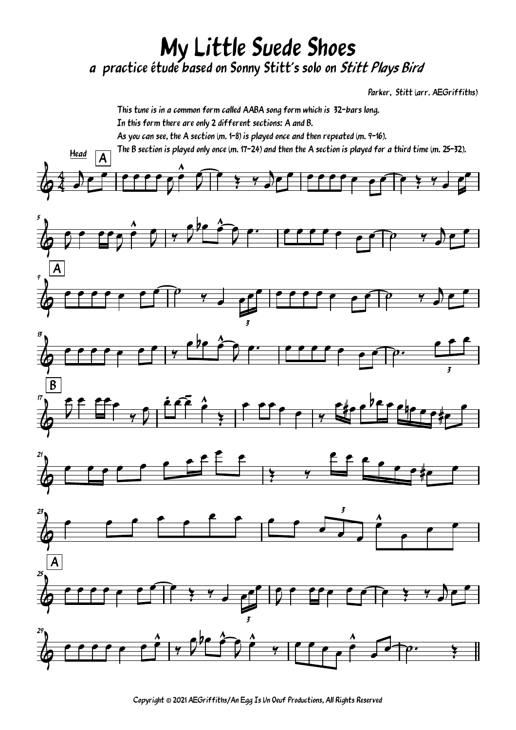# My Little Suede Shoes

## a practice étude based on Sonny Stitt's solo on *Stitt Plays Bird*

Parker, Stitt (arr. AEGriffiths)

This tune is in a common form called AABA song form which is 32-bars long.
In this form there are only 2 different sections: A and B.
As you can see, the A section (m. 1-8) is played once and then repeated (m. 9-16).
The B section is played only once (m. 17-24) and then the A section is played for a third time (m. 25-32).

Copyright © 2021 AEGriffiths/An Egg Is Un Oeuf Productions, All Rights Reserved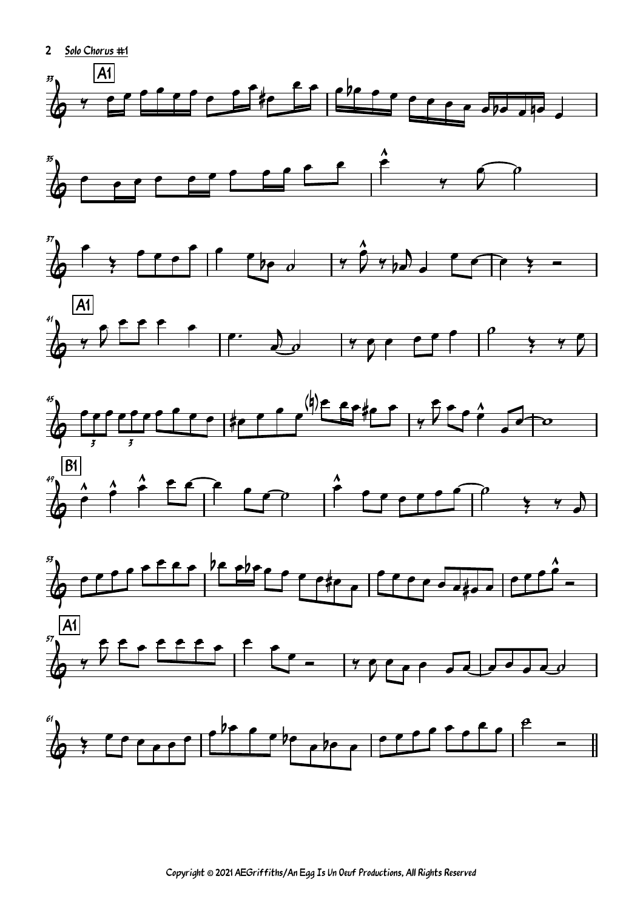Solo Chorus #1

A1

A1

B1

A1

Copyright © 2021 AEGriffiths/An Egg Is Un Oeuf Productions, All Rights Reserved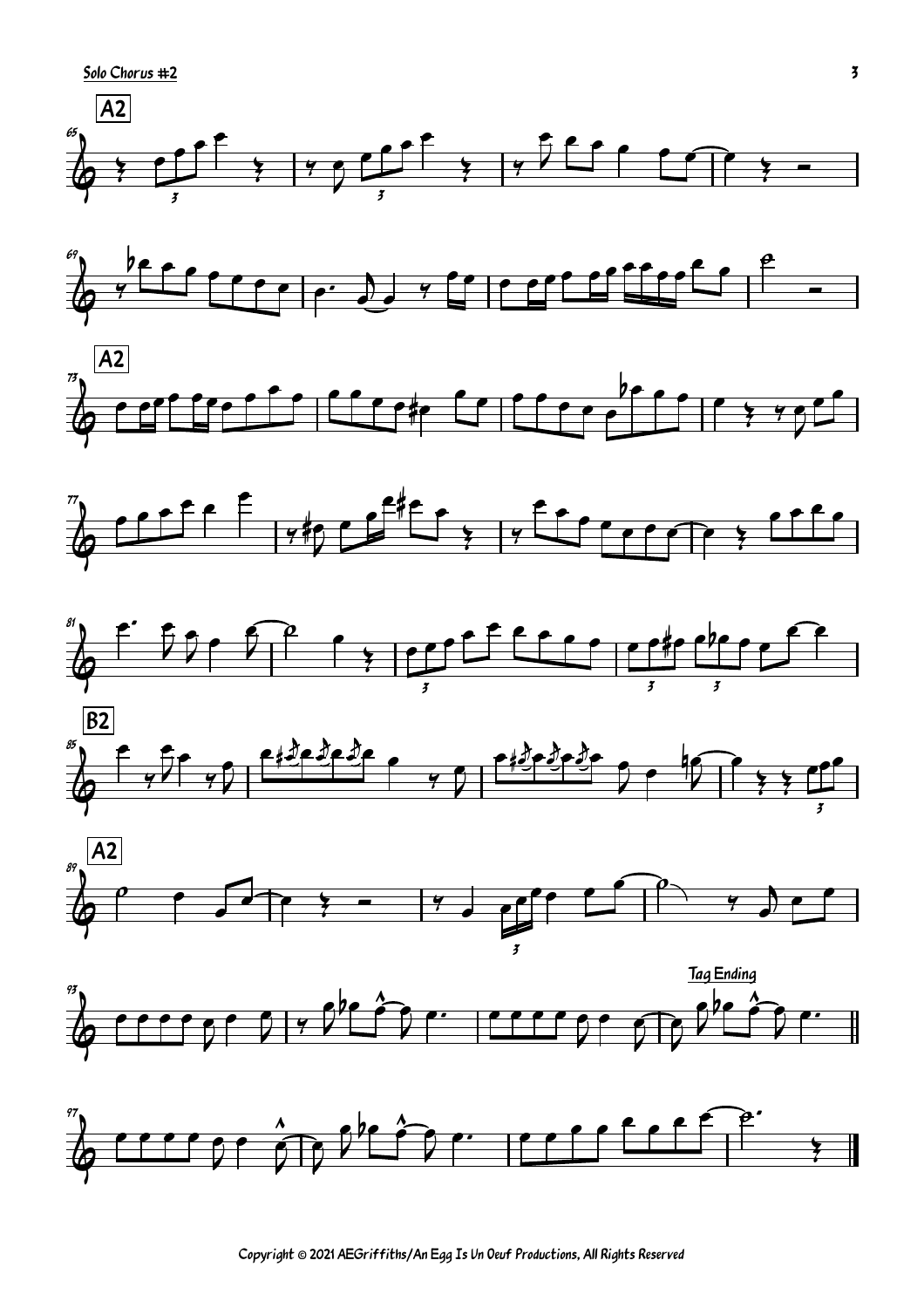Solo Chorus #2

A2

A2

B2

A2

Tag Ending

Copyright © 2021 AEGriffiths/An Egg Is Un Oeuf Productions, All Rights Reserved